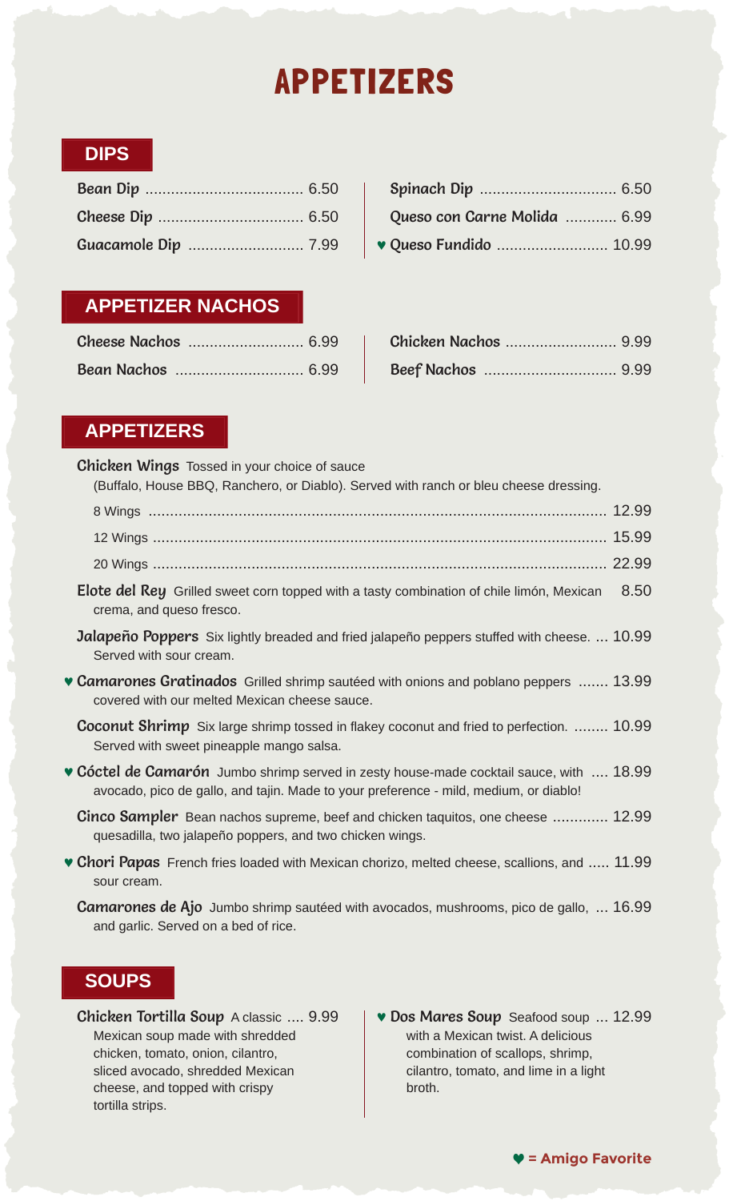# APPETIZERS

## DIPS

**Bean Dip** ........ 6.50
**Cheese Dip** ........ 6.50
**Guacamole Dip** ........ 7.99
**Spinach Dip** ........ 6.50
**Queso con Carne Molida** ........ 6.99
♥ **Queso Fundido** ........ 10.99

## APPETIZER NACHOS

**Cheese Nachos** ........ 6.99
**Bean Nachos** ........ 6.99
**Chicken Nachos** ........ 9.99
**Beef Nachos** ........ 9.99

## APPETIZERS

**Chicken Wings** Tossed in your choice of sauce (Buffalo, House BBQ, Ranchero, or Diablo). Served with ranch or bleu cheese dressing.
- 8 Wings ........ 12.99
- 12 Wings ........ 15.99
- 20 Wings ........ 22.99

**Elote del Rey** Grilled sweet corn topped with a tasty combination of chile limón, Mexican crema, and queso fresco. 8.50

**Jalapeño Poppers** Six lightly breaded and fried jalapeño peppers stuffed with cheese. Served with sour cream. ... 10.99

♥ **Camarones Gratinados** Grilled shrimp sautéed with onions and poblano peppers covered with our melted Mexican cheese sauce. ....... 13.99

**Coconut Shrimp** Six large shrimp tossed in flakey coconut and fried to perfection. Served with sweet pineapple mango salsa. ........ 10.99

♥ **Cóctel de Camarón** Jumbo shrimp served in zesty house-made cocktail sauce, with avocado, pico de gallo, and tajin. Made to your preference - mild, medium, or diablo! .... 18.99

**Cinco Sampler** Bean nachos supreme, beef and chicken taquitos, one cheese quesadilla, two jalapeño poppers, and two chicken wings. ............ 12.99

♥ **Chori Papas** French fries loaded with Mexican chorizo, melted cheese, scallions, and sour cream. ..... 11.99

**Camarones de Ajo** Jumbo shrimp sautéed with avocados, mushrooms, pico de gallo, and garlic. Served on a bed of rice. ... 16.99

## SOUPS

**Chicken Tortilla Soup** A classic Mexican soup made with shredded chicken, tomato, onion, cilantro, sliced avocado, shredded Mexican cheese, and topped with crispy tortilla strips. .... 9.99

♥ **Dos Mares Soup** Seafood soup with a Mexican twist. A delicious combination of scallops, shrimp, cilantro, tomato, and lime in a light broth. ... 12.99

♥ = Amigo Favorite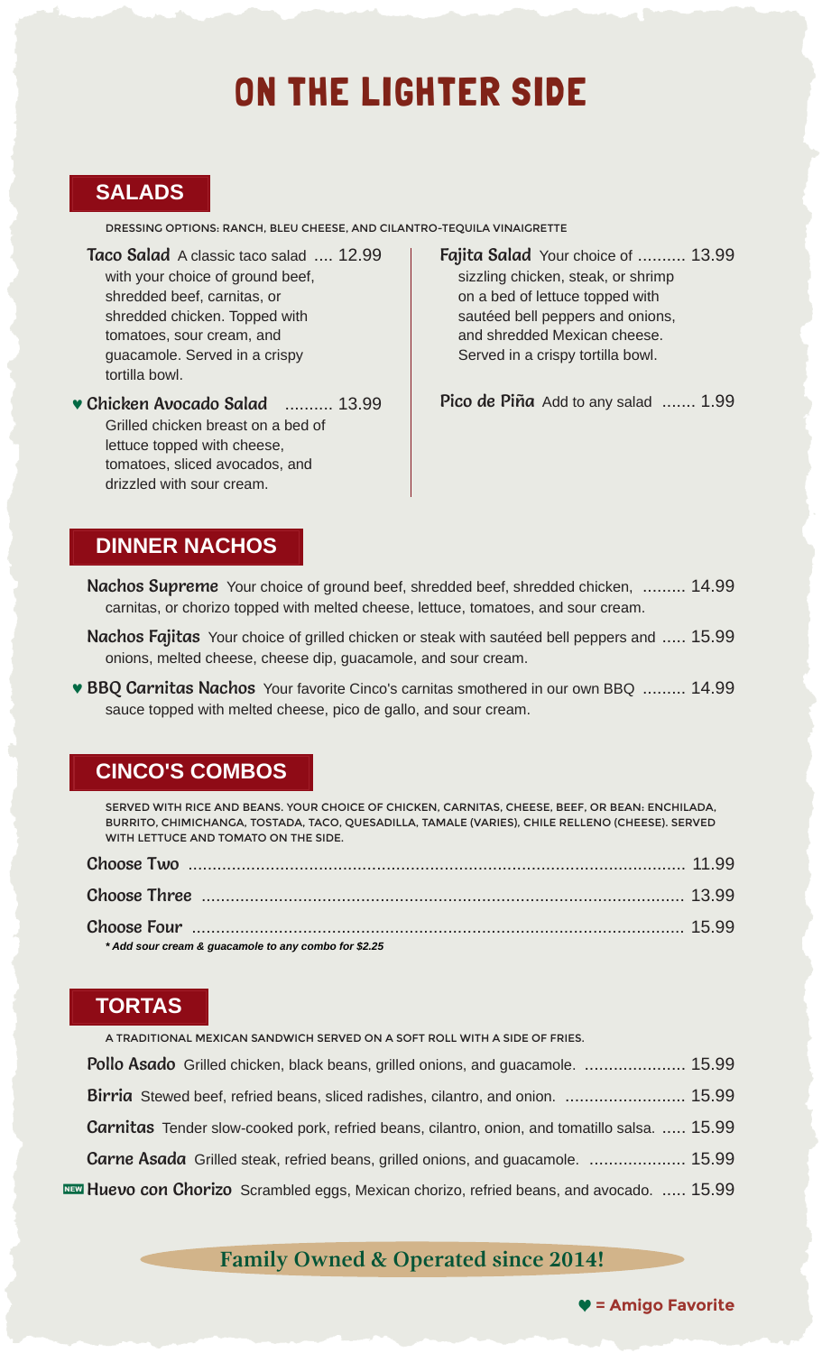# ON THE LIGHTER SIDE

## SALADS

DRESSING OPTIONS: RANCH, BLEU CHEESE, AND CILANTRO-TEQUILA VINAIGRETTE

**Taco Salad** A classic taco salad with your choice of ground beef, shredded beef, carnitas, or shredded chicken. Topped with tomatoes, sour cream, and guacamole. Served in a crispy tortilla bowl. .... 12.99

♥ **Chicken Avocado Salad** Grilled chicken breast on a bed of lettuce topped with cheese, tomatoes, sliced avocados, and drizzled with sour cream. .......... 13.99

**Fajita Salad** Your choice of sizzling chicken, steak, or shrimp on a bed of lettuce topped with sautéed bell peppers and onions, and shredded Mexican cheese. Served in a crispy tortilla bowl. .......... 13.99

**Pico de Piña** Add to any salad ....... 1.99

## DINNER NACHOS

**Nachos Supreme** Your choice of ground beef, shredded beef, shredded chicken, carnitas, or chorizo topped with melted cheese, lettuce, tomatoes, and sour cream. ......... 14.99

**Nachos Fajitas** Your choice of grilled chicken or steak with sautéed bell peppers and onions, melted cheese, cheese dip, guacamole, and sour cream. ..... 15.99

♥ **BBQ Carnitas Nachos** Your favorite Cinco's carnitas smothered in our own BBQ sauce topped with melted cheese, pico de gallo, and sour cream. ......... 14.99

## CINCO'S COMBOS

SERVED WITH RICE AND BEANS. YOUR CHOICE OF CHICKEN, CARNITAS, CHEESE, BEEF, OR BEAN: ENCHILADA, BURRITO, CHIMICHANGA, TOSTADA, TACO, QUESADILLA, TAMALE (VARIES), CHILE RELLENO (CHEESE). SERVED WITH LETTUCE AND TOMATO ON THE SIDE.

**Choose Two** ........ 11.99

**Choose Three** ........ 13.99

**Choose Four** ........ 15.99

*\* Add sour cream & guacamole to any combo for $2.25*

## TORTAS

A TRADITIONAL MEXICAN SANDWICH SERVED ON A SOFT ROLL WITH A SIDE OF FRIES.

**Pollo Asado** Grilled chicken, black beans, grilled onions, and guacamole. ........ 15.99

**Birria** Stewed beef, refried beans, sliced radishes, cilantro, and onion. ........ 15.99

**Carnitas** Tender slow-cooked pork, refried beans, cilantro, onion, and tomatillo salsa. ..... 15.99

**Carne Asada** Grilled steak, refried beans, grilled onions, and guacamole. ........ 15.99

NEW **Huevo con Chorizo** Scrambled eggs, Mexican chorizo, refried beans, and avocado. ..... 15.99

**Family Owned & Operated since 2014!**

♥ = Amigo Favorite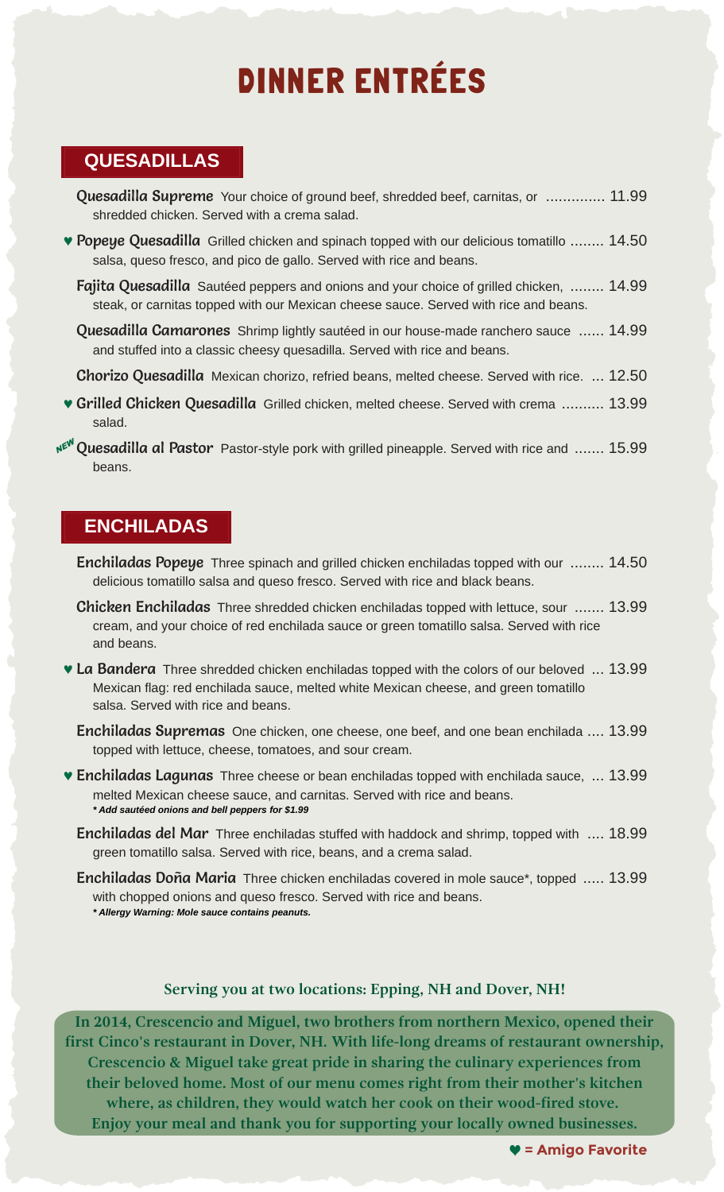# DINNER ENTRÉES

## QUESADILLAS

**Quesadilla Supreme** Your choice of ground beef, shredded beef, carnitas, or shredded chicken. Served with a crema salad. .............. 11.99

♥ **Popeye Quesadilla** Grilled chicken and spinach topped with our delicious tomatillo salsa, queso fresco, and pico de gallo. Served with rice and beans. ........ 14.50

**Fajita Quesadilla** Sautéed peppers and onions and your choice of grilled chicken, steak, or carnitas topped with our Mexican cheese sauce. Served with rice and beans. ........ 14.99

**Quesadilla Camarones** Shrimp lightly sautéed in our house-made ranchero sauce and stuffed into a classic cheesy quesadilla. Served with rice and beans. ...... 14.99

**Chorizo Quesadilla** Mexican chorizo, refried beans, melted cheese. Served with rice. ... 12.50

♥ **Grilled Chicken Quesadilla** Grilled chicken, melted cheese. Served with crema salad. .......... 13.99

NEW **Quesadilla al Pastor** Pastor-style pork with grilled pineapple. Served with rice and beans. ....... 15.99

## ENCHILADAS

**Enchiladas Popeye** Three spinach and grilled chicken enchiladas topped with our delicious tomatillo salsa and queso fresco. Served with rice and black beans. ........ 14.50

**Chicken Enchiladas** Three shredded chicken enchiladas topped with lettuce, sour cream, and your choice of red enchilada sauce or green tomatillo salsa. Served with rice and beans. ....... 13.99

♥ **La Bandera** Three shredded chicken enchiladas topped with the colors of our beloved Mexican flag: red enchilada sauce, melted white Mexican cheese, and green tomatillo salsa. Served with rice and beans. ... 13.99

**Enchiladas Supremas** One chicken, one cheese, one beef, and one bean enchilada topped with lettuce, cheese, tomatoes, and sour cream. .... 13.99

♥ **Enchiladas Lagunas** Three cheese or bean enchiladas topped with enchilada sauce, melted Mexican cheese sauce, and carnitas. Served with rice and beans. ... 13.99
***\* Add sautéed onions and bell peppers for $1.99***

**Enchiladas del Mar** Three enchiladas stuffed with haddock and shrimp, topped with green tomatillo salsa. Served with rice, beans, and a crema salad. .... 18.99

**Enchiladas Doña Maria** Three chicken enchiladas covered in mole sauce*, topped with chopped onions and queso fresco. Served with rice and beans. ..... 13.99
***\* Allergy Warning: Mole sauce contains peanuts.***

**Serving you at two locations: Epping, NH and Dover, NH!**

**In 2014, Crescencio and Miguel, two brothers from northern Mexico, opened their first Cinco's restaurant in Dover, NH. With life-long dreams of restaurant ownership, Crescencio & Miguel take great pride in sharing the culinary experiences from their beloved home. Most of our menu comes right from their mother's kitchen where, as children, they would watch her cook on their wood-fired stove. Enjoy your meal and thank you for supporting your locally owned businesses.**

♥ = Amigo Favorite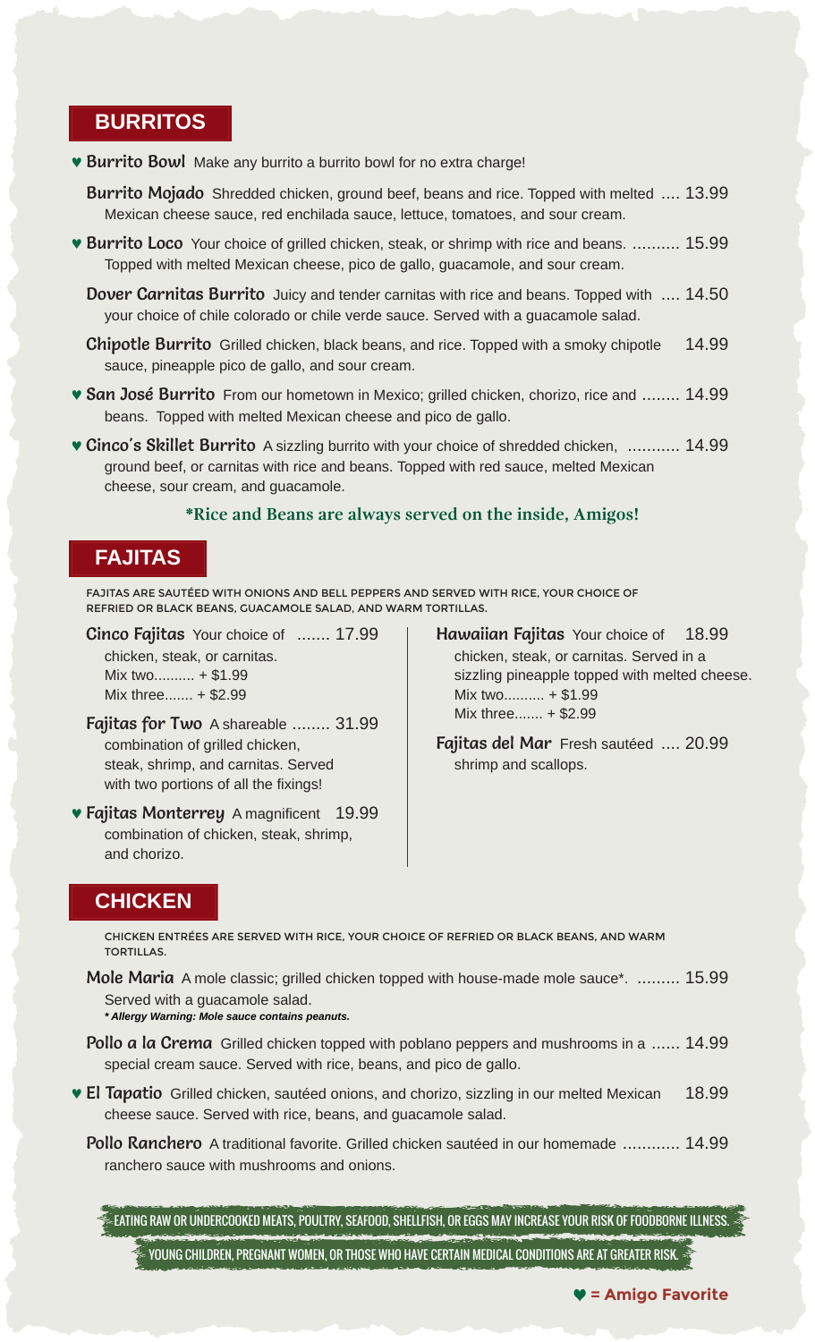## BURRITOS

♥ **Burrito Bowl** Make any burrito a burrito bowl for no extra charge!

**Burrito Mojado** Shredded chicken, ground beef, beans and rice. Topped with melted Mexican cheese sauce, red enchilada sauce, lettuce, tomatoes, and sour cream. .... 13.99

♥ **Burrito Loco** Your choice of grilled chicken, steak, or shrimp with rice and beans. Topped with melted Mexican cheese, pico de gallo, guacamole, and sour cream. .......... 15.99

**Dover Carnitas Burrito** Juicy and tender carnitas with rice and beans. Topped with your choice of chile colorado or chile verde sauce. Served with a guacamole salad. .... 14.50

**Chipotle Burrito** Grilled chicken, black beans, and rice. Topped with a smoky chipotle sauce, pineapple pico de gallo, and sour cream. 14.99

♥ **San José Burrito** From our hometown in Mexico; grilled chicken, chorizo, rice and beans. Topped with melted Mexican cheese and pico de gallo. ........ 14.99

♥ **Cinco's Skillet Burrito** A sizzling burrito with your choice of shredded chicken, ground beef, or carnitas with rice and beans. Topped with red sauce, melted Mexican cheese, sour cream, and guacamole. ........... 14.99

**\*Rice and Beans are always served on the inside, Amigos!**

## FAJITAS

FAJITAS ARE SAUTÉED WITH ONIONS AND BELL PEPPERS AND SERVED WITH RICE, YOUR CHOICE OF REFRIED OR BLACK BEANS, GUACAMOLE SALAD, AND WARM TORTILLAS.

**Cinco Fajitas** Your choice of chicken, steak, or carnitas. ....... 17.99
Mix two.......... + $1.99
Mix three....... + $2.99

**Fajitas for Two** A shareable combination of grilled chicken, steak, shrimp, and carnitas. Served with two portions of all the fixings! ........ 31.99

♥ **Fajitas Monterrey** A magnificent combination of chicken, steak, shrimp, and chorizo. 19.99

**Hawaiian Fajitas** Your choice of chicken, steak, or carnitas. Served in a sizzling pineapple topped with melted cheese. 18.99
Mix two.......... + $1.99
Mix three....... + $2.99

**Fajitas del Mar** Fresh sautéed shrimp and scallops. .... 20.99

## CHICKEN

CHICKEN ENTRÉES ARE SERVED WITH RICE, YOUR CHOICE OF REFRIED OR BLACK BEANS, AND WARM TORTILLAS.

**Mole Maria** A mole classic; grilled chicken topped with house-made mole sauce\*. Served with a guacamole salad. ......... 15.99
***\* Allergy Warning: Mole sauce contains peanuts.***

**Pollo a la Crema** Grilled chicken topped with poblano peppers and mushrooms in a special cream sauce. Served with rice, beans, and pico de gallo. ...... 14.99

♥ **El Tapatio** Grilled chicken, sautéed onions, and chorizo, sizzling in our melted Mexican cheese sauce. Served with rice, beans, and guacamole salad. 18.99

**Pollo Ranchero** A traditional favorite. Grilled chicken sautéed in our homemade ranchero sauce with mushrooms and onions. ............ 14.99

EATING RAW OR UNDERCOOKED MEATS, POULTRY, SEAFOOD, SHELLFISH, OR EGGS MAY INCREASE YOUR RISK OF FOODBORNE ILLNESS.
YOUNG CHILDREN, PREGNANT WOMEN, OR THOSE WHO HAVE CERTAIN MEDICAL CONDITIONS ARE AT GREATER RISK.

♥ = Amigo Favorite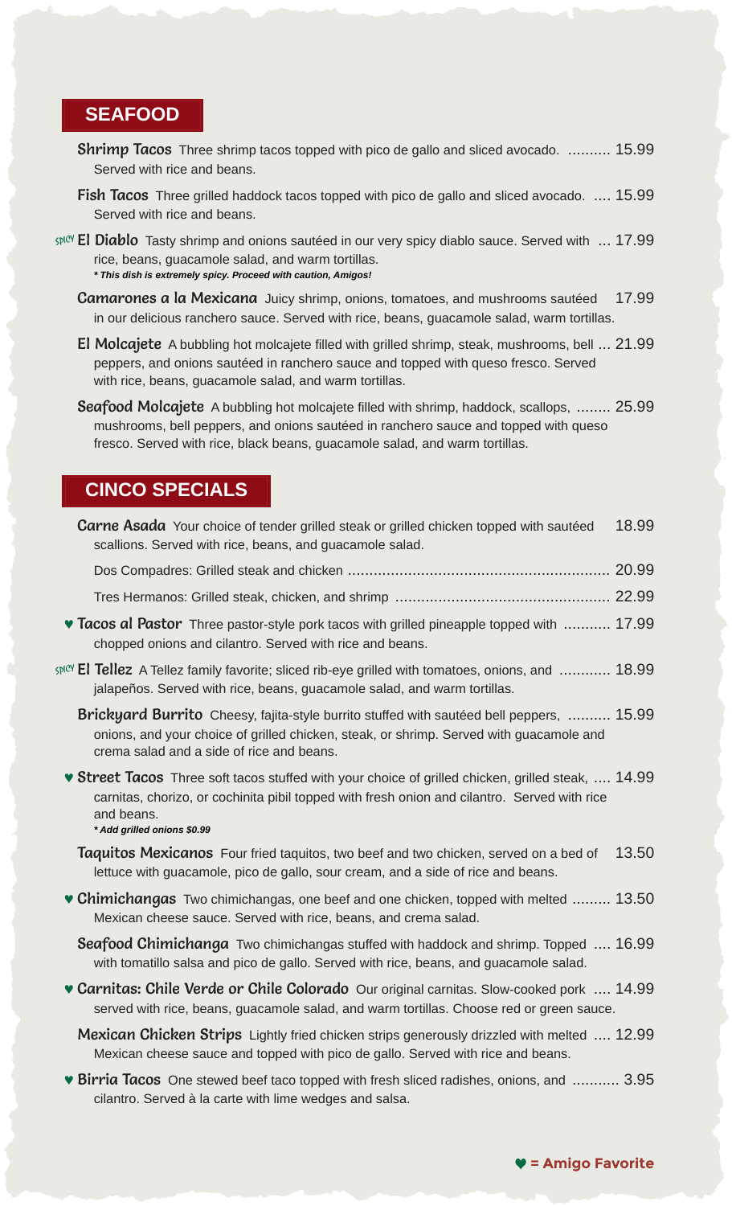## SEAFOOD

**Shrimp Tacos** Three shrimp tacos topped with pico de gallo and sliced avocado. Served with rice and beans. .......... 15.99

**Fish Tacos** Three grilled haddock tacos topped with pico de gallo and sliced avocado. Served with rice and beans. .... 15.99

SPICY **El Diablo** Tasty shrimp and onions sautéed in our very spicy diablo sauce. Served with rice, beans, guacamole salad, and warm tortillas. ... 17.99
***This dish is extremely spicy. Proceed with caution, Amigos!***

**Camarones a la Mexicana** Juicy shrimp, onions, tomatoes, and mushrooms sautéed in our delicious ranchero sauce. Served with rice, beans, guacamole salad, warm tortillas. 17.99

**El Molcajete** A bubbling hot molcajete filled with grilled shrimp, steak, mushrooms, bell peppers, and onions sautéed in ranchero sauce and topped with queso fresco. Served with rice, beans, guacamole salad, and warm tortillas. ... 21.99

**Seafood Molcajete** A bubbling hot molcajete filled with shrimp, haddock, scallops, mushrooms, bell peppers, and onions sautéed in ranchero sauce and topped with queso fresco. Served with rice, black beans, guacamole salad, and warm tortillas. ........ 25.99

## CINCO SPECIALS

**Carne Asada** Your choice of tender grilled steak or grilled chicken topped with sautéed scallions. Served with rice, beans, and guacamole salad. 18.99

Dos Compadres: Grilled steak and chicken .......... 20.99

Tres Hermanos: Grilled steak, chicken, and shrimp .......... 22.99

♥ **Tacos al Pastor** Three pastor-style pork tacos with grilled pineapple topped with chopped onions and cilantro. Served with rice and beans. .......... 17.99

SPICY **El Tellez** A Tellez family favorite; sliced rib-eye grilled with tomatoes, onions, and jalapeños. Served with rice, beans, guacamole salad, and warm tortillas. ............ 18.99

**Brickyard Burrito** Cheesy, fajita-style burrito stuffed with sautéed bell peppers, onions, and your choice of grilled chicken, steak, or shrimp. Served with guacamole and crema salad and a side of rice and beans. .......... 15.99

♥ **Street Tacos** Three soft tacos stuffed with your choice of grilled chicken, grilled steak, carnitas, chorizo, or cochinita pibil topped with fresh onion and cilantro. Served with rice and beans. .... 14.99
***Add grilled onions $0.99***

**Taquitos Mexicanos** Four fried taquitos, two beef and two chicken, served on a bed of lettuce with guacamole, pico de gallo, sour cream, and a side of rice and beans. 13.50

♥ **Chimichangas** Two chimichangas, one beef and one chicken, topped with melted Mexican cheese sauce. Served with rice, beans, and crema salad. ......... 13.50

**Seafood Chimichanga** Two chimichangas stuffed with haddock and shrimp. Topped with tomatillo salsa and pico de gallo. Served with rice, beans, and guacamole salad. .... 16.99

♥ **Carnitas: Chile Verde or Chile Colorado** Our original carnitas. Slow-cooked pork served with rice, beans, guacamole salad, and warm tortillas. Choose red or green sauce. .... 14.99

**Mexican Chicken Strips** Lightly fried chicken strips generously drizzled with melted Mexican cheese sauce and topped with pico de gallo. Served with rice and beans. .... 12.99

♥ **Birria Tacos** One stewed beef taco topped with fresh sliced radishes, onions, and cilantro. Served à la carte with lime wedges and salsa. .......... 3.95

**♥ = Amigo Favorite**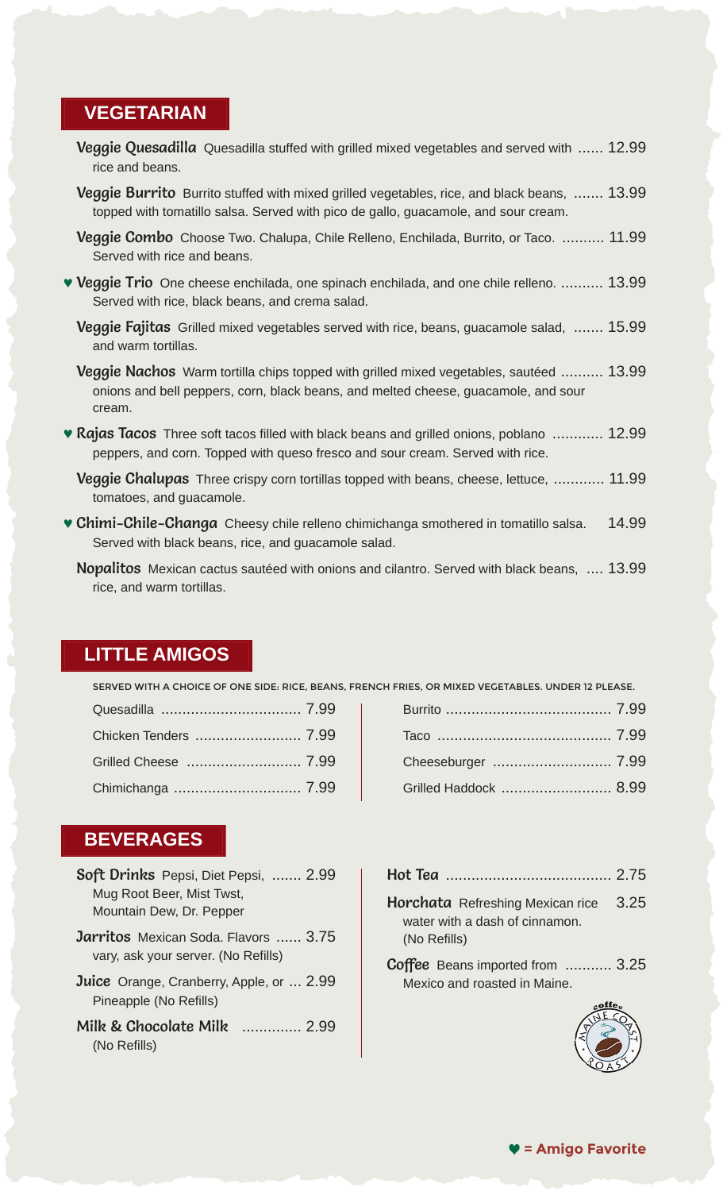## VEGETARIAN

**Veggie Quesadilla** Quesadilla stuffed with grilled mixed vegetables and served with rice and beans. ...... 12.99

**Veggie Burrito** Burrito stuffed with mixed grilled vegetables, rice, and black beans, topped with tomatillo salsa. Served with pico de gallo, guacamole, and sour cream. ....... 13.99

**Veggie Combo** Choose Two. Chalupa, Chile Relleno, Enchilada, Burrito, or Taco. Served with rice and beans. .......... 11.99

♥ **Veggie Trio** One cheese enchilada, one spinach enchilada, and one chile relleno. Served with rice, black beans, and crema salad. .......... 13.99

**Veggie Fajitas** Grilled mixed vegetables served with rice, beans, guacamole salad, and warm tortillas. ....... 15.99

**Veggie Nachos** Warm tortilla chips topped with grilled mixed vegetables, sautéed onions and bell peppers, corn, black beans, and melted cheese, guacamole, and sour cream. .......... 13.99

♥ **Rajas Tacos** Three soft tacos filled with black beans and grilled onions, poblano peppers, and corn. Topped with queso fresco and sour cream. Served with rice. ........... 12.99

**Veggie Chalupas** Three crispy corn tortillas topped with beans, cheese, lettuce, tomatoes, and guacamole. ........... 11.99

♥ **Chimi-Chile-Changa** Cheesy chile relleno chimichanga smothered in tomatillo salsa. Served with black beans, rice, and guacamole salad. 14.99

**Nopalitos** Mexican cactus sautéed with onions and cilantro. Served with black beans, rice, and warm tortillas. .... 13.99

## LITTLE AMIGOS

SERVED WITH A CHOICE OF ONE SIDE: RICE, BEANS, FRENCH FRIES, OR MIXED VEGETABLES. UNDER 12 PLEASE.

- Quesadilla ................................ 7.99
- Chicken Tenders ........................ 7.99
- Grilled Cheese .......................... 7.99
- Chimichanga ............................. 7.99
- Burrito ...................................... 7.99
- Taco ......................................... 7.99
- Cheeseburger ........................... 7.99
- Grilled Haddock ......................... 8.99

## BEVERAGES

**Soft Drinks** Pepsi, Diet Pepsi, Mug Root Beer, Mist Twst, Mountain Dew, Dr. Pepper ....... 2.99

**Jarritos** Mexican Soda. Flavors vary, ask your server. (No Refills) ...... 3.75

**Juice** Orange, Cranberry, Apple, or Pineapple (No Refills) ... 2.99

**Milk & Chocolate Milk** (No Refills) .............. 2.99

**Hot Tea** ....................................... 2.75

**Horchata** Refreshing Mexican rice water with a dash of cinnamon. (No Refills) 3.25

**Coffee** Beans imported from Mexico and roasted in Maine. ........... 3.25

♥ = Amigo Favorite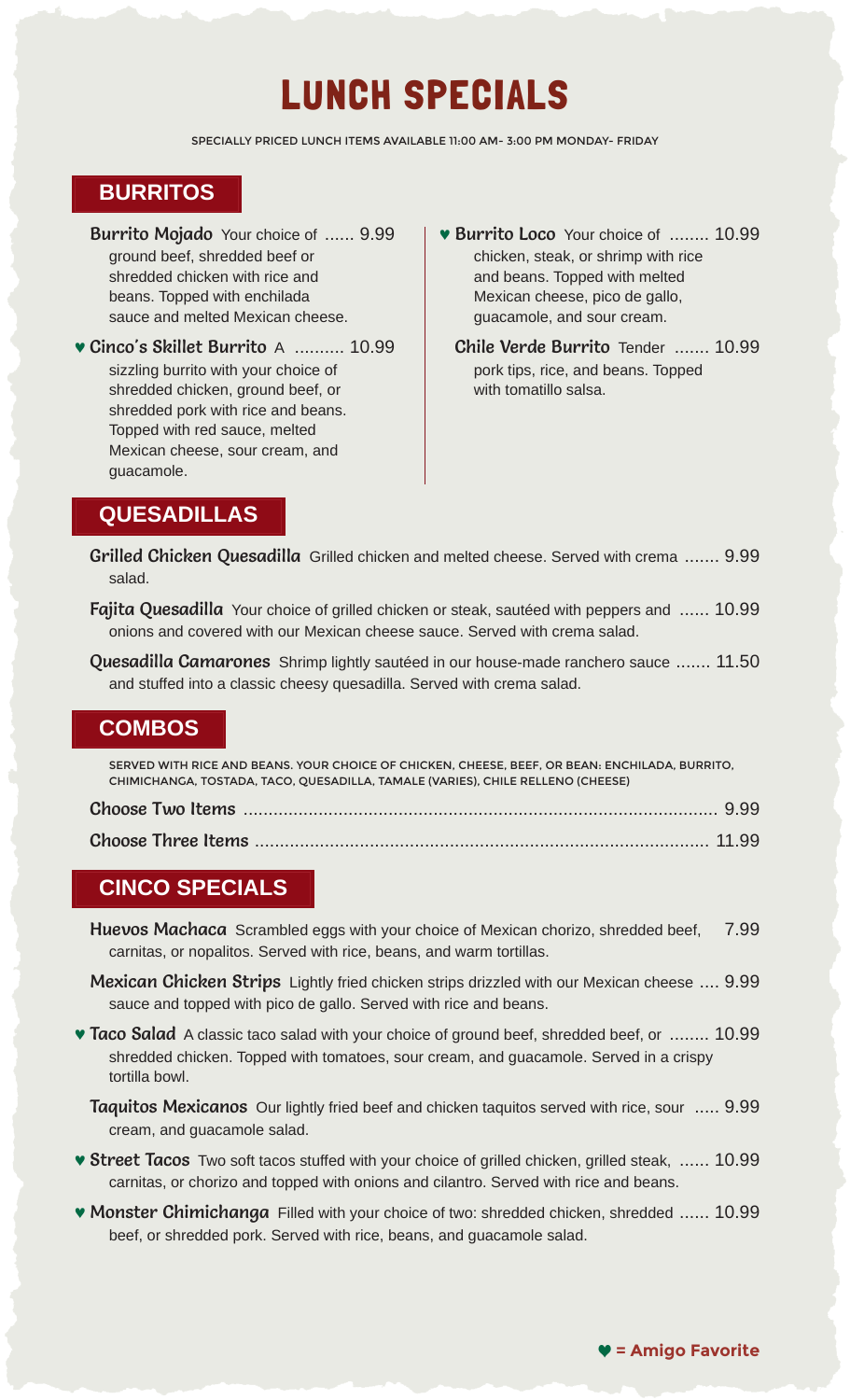# LUNCH SPECIALS

SPECIALLY PRICED LUNCH ITEMS AVAILABLE 11:00 AM- 3:00 PM MONDAY- FRIDAY

## BURRITOS

**Burrito Mojado** Your choice of ground beef, shredded beef or shredded chicken with rice and beans. Topped with enchilada sauce and melted Mexican cheese. ...... 9.99

♥ **Cinco's Skillet Burrito** A sizzling burrito with your choice of shredded chicken, ground beef, or shredded pork with rice and beans. Topped with red sauce, melted Mexican cheese, sour cream, and guacamole. .......... 10.99

♥ **Burrito Loco** Your choice of chicken, steak, or shrimp with rice and beans. Topped with melted Mexican cheese, pico de gallo, guacamole, and sour cream. ........ 10.99

**Chile Verde Burrito** Tender pork tips, rice, and beans. Topped with tomatillo salsa. ....... 10.99

## QUESADILLAS

**Grilled Chicken Quesadilla** Grilled chicken and melted cheese. Served with crema salad. ....... 9.99

**Fajita Quesadilla** Your choice of grilled chicken or steak, sautéed with peppers and onions and covered with our Mexican cheese sauce. Served with crema salad. ...... 10.99

**Quesadilla Camarones** Shrimp lightly sautéed in our house-made ranchero sauce and stuffed into a classic cheesy quesadilla. Served with crema salad. ....... 11.50

## COMBOS

SERVED WITH RICE AND BEANS. YOUR CHOICE OF CHICKEN, CHEESE, BEEF, OR BEAN: ENCHILADA, BURRITO, CHIMICHANGA, TOSTADA, TACO, QUESADILLA, TAMALE (VARIES), CHILE RELLENO (CHEESE)

**Choose Two Items** ........ 9.99

**Choose Three Items** ........ 11.99

## CINCO SPECIALS

**Huevos Machaca** Scrambled eggs with your choice of Mexican chorizo, shredded beef, carnitas, or nopalitos. Served with rice, beans, and warm tortillas. 7.99

**Mexican Chicken Strips** Lightly fried chicken strips drizzled with our Mexican cheese sauce and topped with pico de gallo. Served with rice and beans. .... 9.99

♥ **Taco Salad** A classic taco salad with your choice of ground beef, shredded beef, or shredded chicken. Topped with tomatoes, sour cream, and guacamole. Served in a crispy tortilla bowl. ........ 10.99

**Taquitos Mexicanos** Our lightly fried beef and chicken taquitos served with rice, sour cream, and guacamole salad. ..... 9.99

♥ **Street Tacos** Two soft tacos stuffed with your choice of grilled chicken, grilled steak, carnitas, or chorizo and topped with onions and cilantro. Served with rice and beans. ...... 10.99

♥ **Monster Chimichanga** Filled with your choice of two: shredded chicken, shredded beef, or shredded pork. Served with rice, beans, and guacamole salad. ...... 10.99

♥ = Amigo Favorite